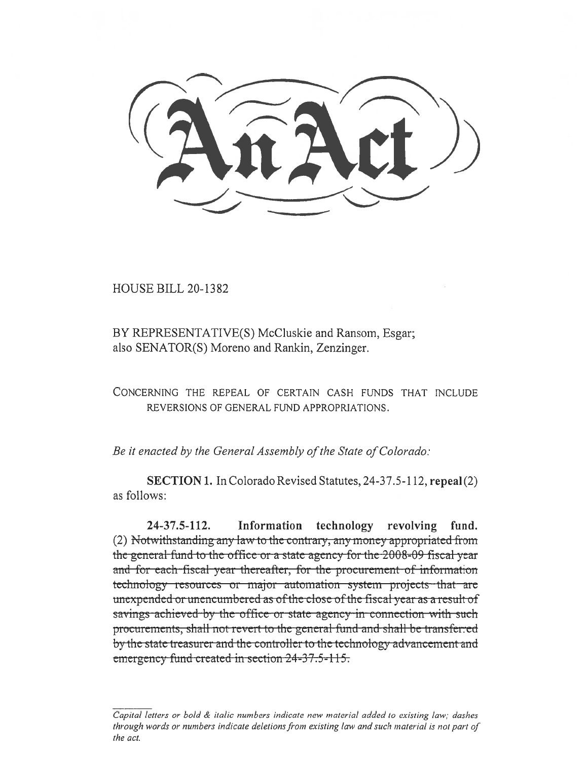# An Act

HOUSE BILL 20-1382

BY REPRESENTATIVE(S) McCluskie and Ransom, Esgar;
also SENATOR(S) Moreno and Rankin, Zenzinger.

CONCERNING THE REPEAL OF CERTAIN CASH FUNDS THAT INCLUDE REVERSIONS OF GENERAL FUND APPROPRIATIONS.

*Be it enacted by the General Assembly of the State of Colorado:*

**SECTION 1.** In Colorado Revised Statutes, 24-37.5-112, **repeal** (2) as follows:

**24-37.5-112. Information technology revolving fund.** (2) ~~Notwithstanding any law to the contrary, any money appropriated from the general fund to the office or a state agency for the 2008-09 fiscal year and for each fiscal year thereafter, for the procurement of information technology resources or major automation system projects that are unexpended or unencumbered as of the close of the fiscal year as a result of savings achieved by the office or state agency in connection with such procurements, shall not revert to the general fund and shall be transferred by the state treasurer and the controller to the technology advancement and emergency fund created in section 24-37.5-115.~~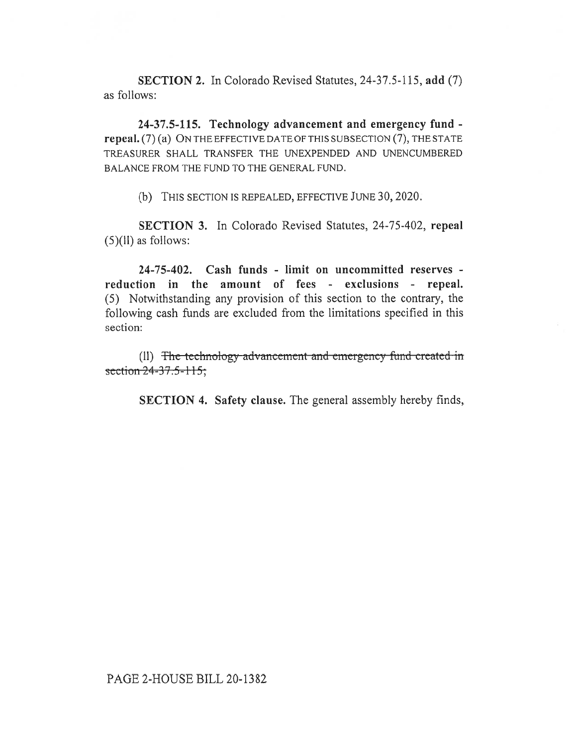**SECTION 2.** In Colorado Revised Statutes, 24-37.5-115, **add** (7) as follows:

**24-37.5-115. Technology advancement and emergency fund - repeal.** (7) (a) ON THE EFFECTIVE DATE OF THIS SUBSECTION (7), THE STATE TREASURER SHALL TRANSFER THE UNEXPENDED AND UNENCUMBERED BALANCE FROM THE FUND TO THE GENERAL FUND.

(b) THIS SECTION IS REPEALED, EFFECTIVE JUNE 30, 2020.

**SECTION 3.** In Colorado Revised Statutes, 24-75-402, **repeal** (5)(ll) as follows:

**24-75-402. Cash funds - limit on uncommitted reserves - reduction in the amount of fees - exclusions - repeal.** (5) Notwithstanding any provision of this section to the contrary, the following cash funds are excluded from the limitations specified in this section:

(ll) ~~The technology advancement and emergency fund created in section 24-37.5-115;~~

**SECTION 4. Safety clause.** The general assembly hereby finds,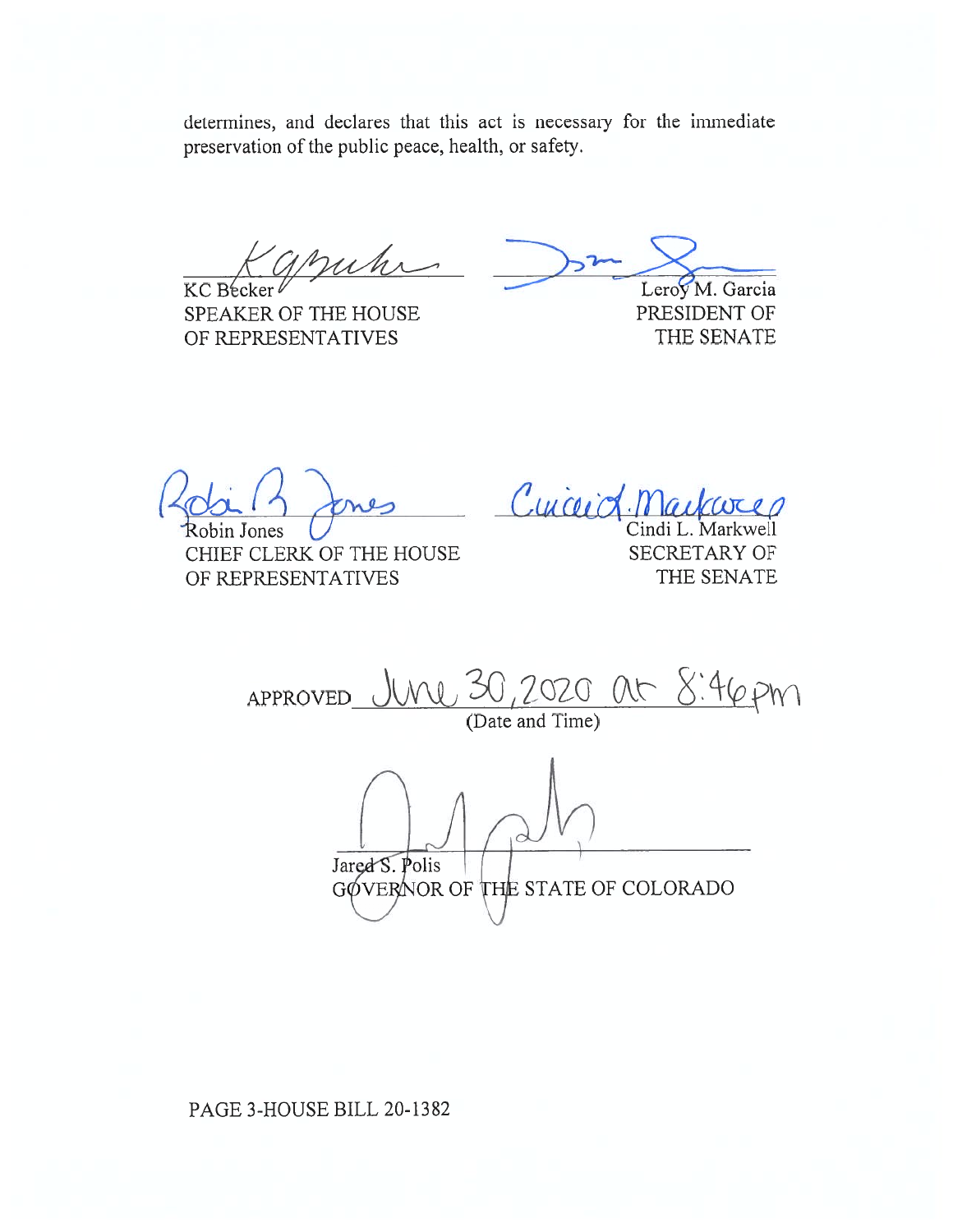determines, and declares that this act is necessary for the immediate preservation of the public peace, health, or safety.

KC Becker
SPEAKER OF THE HOUSE
OF REPRESENTATIVES

Leroy M. Garcia
PRESIDENT OF
THE SENATE

Robin Jones
CHIEF CLERK OF THE HOUSE
OF REPRESENTATIVES

Cindi L. Markwell
SECRETARY OF
THE SENATE

APPROVED June 30, 2020 at 8:46 pm
(Date and Time)

Jared S. Polis
GOVERNOR OF THE STATE OF COLORADO

PAGE 3-HOUSE BILL 20-1382